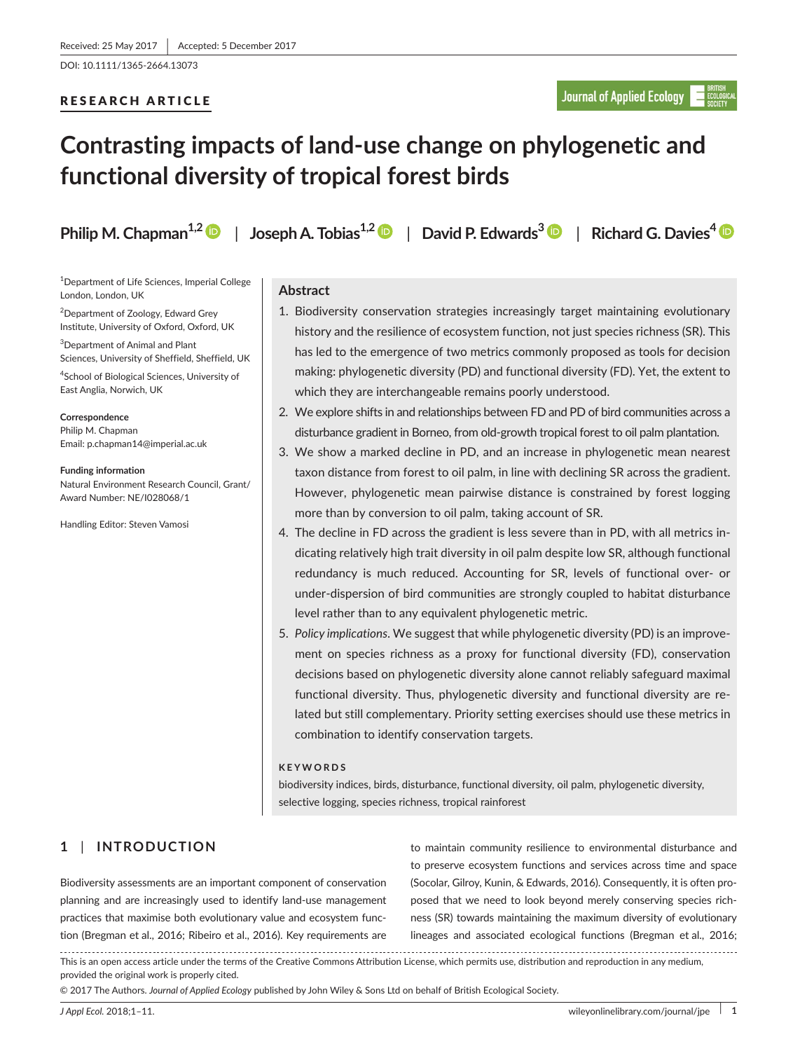Received: 25 May 2017 | Accepted: 5 December 2017

DOI: 10.1111/1365-2664.13073

RESEARCH ARTICLE

# Contrasting impacts of land-use change on phylogenetic and functional diversity of tropical forest birds

**Philip M. Chapman**[1,2] | **Joseph A. Tobias**[1,2] | **David P. Edwards**[3] | **Richard G. Davies**[4]

[1]Department of Life Sciences, Imperial College London, London, UK

[2]Department of Zoology, Edward Grey Institute, University of Oxford, Oxford, UK

[3]Department of Animal and Plant Sciences, University of Sheffield, Sheffield, UK

[4]School of Biological Sciences, University of East Anglia, Norwich, UK

**Correspondence**
Philip M. Chapman
Email: p.chapman14@imperial.ac.uk

**Funding information**
Natural Environment Research Council, Grant/Award Number: NE/I028068/1

Handling Editor: Steven Vamosi

## Abstract

1. Biodiversity conservation strategies increasingly target maintaining evolutionary history and the resilience of ecosystem function, not just species richness (SR). This has led to the emergence of two metrics commonly proposed as tools for decision making: phylogenetic diversity (PD) and functional diversity (FD). Yet, the extent to which they are interchangeable remains poorly understood.
2. We explore shifts in and relationships between FD and PD of bird communities across a disturbance gradient in Borneo, from old-growth tropical forest to oil palm plantation.
3. We show a marked decline in PD, and an increase in phylogenetic mean nearest taxon distance from forest to oil palm, in line with declining SR across the gradient. However, phylogenetic mean pairwise distance is constrained by forest logging more than by conversion to oil palm, taking account of SR.
4. The decline in FD across the gradient is less severe than in PD, with all metrics indicating relatively high trait diversity in oil palm despite low SR, although functional redundancy is much reduced. Accounting for SR, levels of functional over- or under-dispersion of bird communities are strongly coupled to habitat disturbance level rather than to any equivalent phylogenetic metric.
5. *Policy implications*. We suggest that while phylogenetic diversity (PD) is an improvement on species richness as a proxy for functional diversity (FD), conservation decisions based on phylogenetic diversity alone cannot reliably safeguard maximal functional diversity. Thus, phylogenetic diversity and functional diversity are related but still complementary. Priority setting exercises should use these metrics in combination to identify conservation targets.

**KEYWORDS**

biodiversity indices, birds, disturbance, functional diversity, oil palm, phylogenetic diversity, selective logging, species richness, tropical rainforest

## 1 | INTRODUCTION

Biodiversity assessments are an important component of conservation planning and are increasingly used to identify land-use management practices that maximise both evolutionary value and ecosystem function (Bregman et al., 2016; Ribeiro et al., 2016). Key requirements are to maintain community resilience to environmental disturbance and to preserve ecosystem functions and services across time and space (Socolar, Gilroy, Kunin, & Edwards, 2016). Consequently, it is often proposed that we need to look beyond merely conserving species richness (SR) towards maintaining the maximum diversity of evolutionary lineages and associated ecological functions (Bregman et al., 2016;

This is an open access article under the terms of the Creative Commons Attribution License, which permits use, distribution and reproduction in any medium, provided the original work is properly cited.

© 2017 The Authors. *Journal of Applied Ecology* published by John Wiley & Sons Ltd on behalf of British Ecological Society.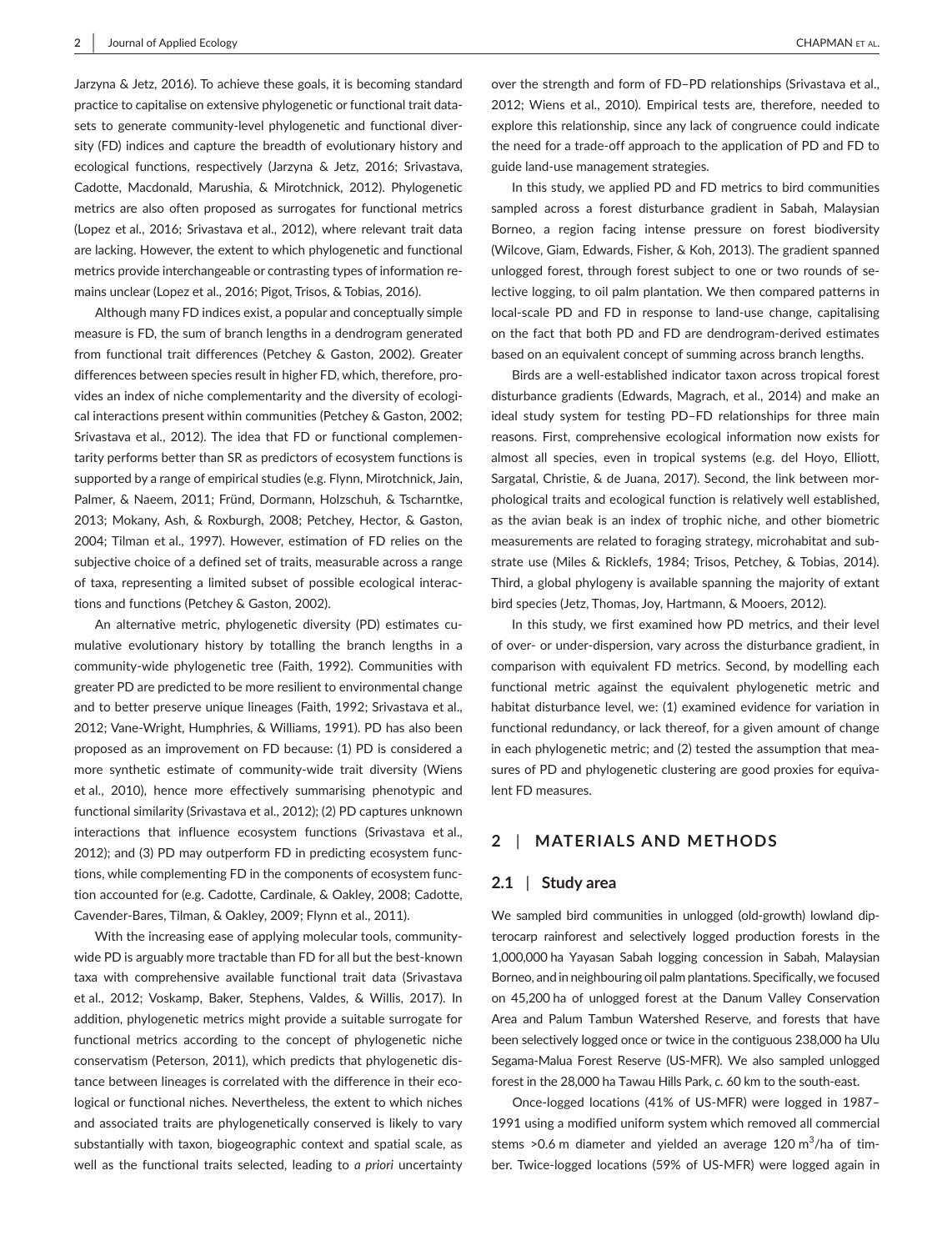Jarzyna & Jetz, 2016). To achieve these goals, it is becoming standard practice to capitalise on extensive phylogenetic or functional trait datasets to generate community-level phylogenetic and functional diversity (FD) indices and capture the breadth of evolutionary history and ecological functions, respectively (Jarzyna & Jetz, 2016; Srivastava, Cadotte, Macdonald, Marushia, & Mirotchnick, 2012). Phylogenetic metrics are also often proposed as surrogates for functional metrics (Lopez et al., 2016; Srivastava et al., 2012), where relevant trait data are lacking. However, the extent to which phylogenetic and functional metrics provide interchangeable or contrasting types of information remains unclear (Lopez et al., 2016; Pigot, Trisos, & Tobias, 2016).

Although many FD indices exist, a popular and conceptually simple measure is FD, the sum of branch lengths in a dendrogram generated from functional trait differences (Petchey & Gaston, 2002). Greater differences between species result in higher FD, which, therefore, provides an index of niche complementarity and the diversity of ecological interactions present within communities (Petchey & Gaston, 2002; Srivastava et al., 2012). The idea that FD or functional complementarity performs better than SR as predictors of ecosystem functions is supported by a range of empirical studies (e.g. Flynn, Mirotchnick, Jain, Palmer, & Naeem, 2011; Fründ, Dormann, Holzschuh, & Tscharntke, 2013; Mokany, Ash, & Roxburgh, 2008; Petchey, Hector, & Gaston, 2004; Tilman et al., 1997). However, estimation of FD relies on the subjective choice of a defined set of traits, measurable across a range of taxa, representing a limited subset of possible ecological interactions and functions (Petchey & Gaston, 2002).

An alternative metric, phylogenetic diversity (PD) estimates cumulative evolutionary history by totalling the branch lengths in a community-wide phylogenetic tree (Faith, 1992). Communities with greater PD are predicted to be more resilient to environmental change and to better preserve unique lineages (Faith, 1992; Srivastava et al., 2012; Vane-Wright, Humphries, & Williams, 1991). PD has also been proposed as an improvement on FD because: (1) PD is considered a more synthetic estimate of community-wide trait diversity (Wiens et al., 2010), hence more effectively summarising phenotypic and functional similarity (Srivastava et al., 2012); (2) PD captures unknown interactions that influence ecosystem functions (Srivastava et al., 2012); and (3) PD may outperform FD in predicting ecosystem functions, while complementing FD in the components of ecosystem function accounted for (e.g. Cadotte, Cardinale, & Oakley, 2008; Cadotte, Cavender-Bares, Tilman, & Oakley, 2009; Flynn et al., 2011).

With the increasing ease of applying molecular tools, community-wide PD is arguably more tractable than FD for all but the best-known taxa with comprehensive available functional trait data (Srivastava et al., 2012; Voskamp, Baker, Stephens, Valdes, & Willis, 2017). In addition, phylogenetic metrics might provide a suitable surrogate for functional metrics according to the concept of phylogenetic niche conservatism (Peterson, 2011), which predicts that phylogenetic distance between lineages is correlated with the difference in their ecological or functional niches. Nevertheless, the extent to which niches and associated traits are phylogenetically conserved is likely to vary substantially with taxon, biogeographic context and spatial scale, as well as the functional traits selected, leading to *a priori* uncertainty over the strength and form of FD–PD relationships (Srivastava et al., 2012; Wiens et al., 2010). Empirical tests are, therefore, needed to explore this relationship, since any lack of congruence could indicate the need for a trade-off approach to the application of PD and FD to guide land-use management strategies.

In this study, we applied PD and FD metrics to bird communities sampled across a forest disturbance gradient in Sabah, Malaysian Borneo, a region facing intense pressure on forest biodiversity (Wilcove, Giam, Edwards, Fisher, & Koh, 2013). The gradient spanned unlogged forest, through forest subject to one or two rounds of selective logging, to oil palm plantation. We then compared patterns in local-scale PD and FD in response to land-use change, capitalising on the fact that both PD and FD are dendrogram-derived estimates based on an equivalent concept of summing across branch lengths.

Birds are a well-established indicator taxon across tropical forest disturbance gradients (Edwards, Magrach, et al., 2014) and make an ideal study system for testing PD–FD relationships for three main reasons. First, comprehensive ecological information now exists for almost all species, even in tropical systems (e.g. del Hoyo, Elliott, Sargatal, Christie, & de Juana, 2017). Second, the link between morphological traits and ecological function is relatively well established, as the avian beak is an index of trophic niche, and other biometric measurements are related to foraging strategy, microhabitat and substrate use (Miles & Ricklefs, 1984; Trisos, Petchey, & Tobias, 2014). Third, a global phylogeny is available spanning the majority of extant bird species (Jetz, Thomas, Joy, Hartmann, & Mooers, 2012).

In this study, we first examined how PD metrics, and their level of over- or under-dispersion, vary across the disturbance gradient, in comparison with equivalent FD metrics. Second, by modelling each functional metric against the equivalent phylogenetic metric and habitat disturbance level, we: (1) examined evidence for variation in functional redundancy, or lack thereof, for a given amount of change in each phylogenetic metric; and (2) tested the assumption that measures of PD and phylogenetic clustering are good proxies for equivalent FD measures.

## 2 | MATERIALS AND METHODS

### 2.1 | Study area

We sampled bird communities in unlogged (old-growth) lowland dipterocarp rainforest and selectively logged production forests in the 1,000,000 ha Yayasan Sabah logging concession in Sabah, Malaysian Borneo, and in neighbouring oil palm plantations. Specifically, we focused on 45,200 ha of unlogged forest at the Danum Valley Conservation Area and Palum Tambun Watershed Reserve, and forests that have been selectively logged once or twice in the contiguous 238,000 ha Ulu Segama-Malua Forest Reserve (US-MFR). We also sampled unlogged forest in the 28,000 ha Tawau Hills Park, *c.* 60 km to the south-east.

Once-logged locations (41% of US-MFR) were logged in 1987–1991 using a modified uniform system which removed all commercial stems >0.6 m diameter and yielded an average 120 $m^3$/ha of timber. Twice-logged locations (59% of US-MFR) were logged again in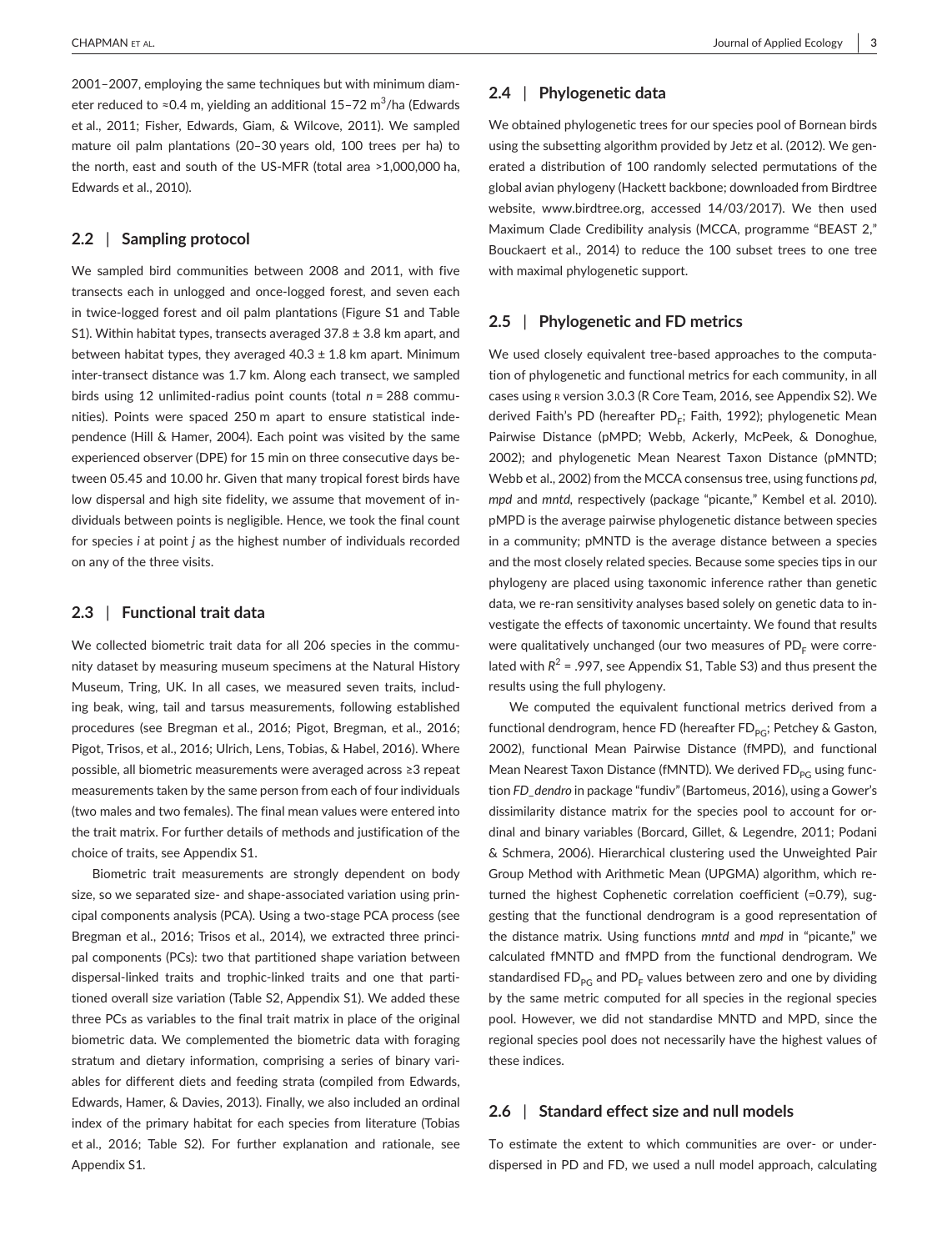2001–2007, employing the same techniques but with minimum diameter reduced to ≈0.4 m, yielding an additional 15–72 $m^3$/ha (Edwards et al., 2011; Fisher, Edwards, Giam, & Wilcove, 2011). We sampled mature oil palm plantations (20–30 years old, 100 trees per ha) to the north, east and south of the US-MFR (total area >1,000,000 ha, Edwards et al., 2010).

## 2.2 | Sampling protocol

We sampled bird communities between 2008 and 2011, with five transects each in unlogged and once-logged forest, and seven each in twice-logged forest and oil palm plantations (Figure S1 and Table S1). Within habitat types, transects averaged 37.8 ± 3.8 km apart, and between habitat types, they averaged 40.3 ± 1.8 km apart. Minimum inter-transect distance was 1.7 km. Along each transect, we sampled birds using 12 unlimited-radius point counts (total $n$ = 288 communities). Points were spaced 250 m apart to ensure statistical independence (Hill & Hamer, 2004). Each point was visited by the same experienced observer (DPE) for 15 min on three consecutive days between 05.45 and 10.00 hr. Given that many tropical forest birds have low dispersal and high site fidelity, we assume that movement of individuals between points is negligible. Hence, we took the final count for species $i$ at point $j$ as the highest number of individuals recorded on any of the three visits.

## 2.3 | Functional trait data

We collected biometric trait data for all 206 species in the community dataset by measuring museum specimens at the Natural History Museum, Tring, UK. In all cases, we measured seven traits, including beak, wing, tail and tarsus measurements, following established procedures (see Bregman et al., 2016; Pigot, Bregman, et al., 2016; Pigot, Trisos, et al., 2016; Ulrich, Lens, Tobias, & Habel, 2016). Where possible, all biometric measurements were averaged across ≥3 repeat measurements taken by the same person from each of four individuals (two males and two females). The final mean values were entered into the trait matrix. For further details of methods and justification of the choice of traits, see Appendix S1.

Biometric trait measurements are strongly dependent on body size, so we separated size- and shape-associated variation using principal components analysis (PCA). Using a two-stage PCA process (see Bregman et al., 2016; Trisos et al., 2014), we extracted three principal components (PCs): two that partitioned shape variation between dispersal-linked traits and trophic-linked traits and one that partitioned overall size variation (Table S2, Appendix S1). We added these three PCs as variables to the final trait matrix in place of the original biometric data. We complemented the biometric data with foraging stratum and dietary information, comprising a series of binary variables for different diets and feeding strata (compiled from Edwards, Edwards, Hamer, & Davies, 2013). Finally, we also included an ordinal index of the primary habitat for each species from literature (Tobias et al., 2016; Table S2). For further explanation and rationale, see Appendix S1.

## 2.4 | Phylogenetic data

We obtained phylogenetic trees for our species pool of Bornean birds using the subsetting algorithm provided by Jetz et al. (2012). We generated a distribution of 100 randomly selected permutations of the global avian phylogeny (Hackett backbone; downloaded from Birdtree website, www.birdtree.org, accessed 14/03/2017). We then used Maximum Clade Credibility analysis (MCCA, programme "BEAST 2," Bouckaert et al., 2014) to reduce the 100 subset trees to one tree with maximal phylogenetic support.

## 2.5 | Phylogenetic and FD metrics

We used closely equivalent tree-based approaches to the computation of phylogenetic and functional metrics for each community, in all cases using R version 3.0.3 (R Core Team, 2016, see Appendix S2). We derived Faith's PD (hereafter $PD_F$; Faith, 1992); phylogenetic Mean Pairwise Distance (pMPD; Webb, Ackerly, McPeek, & Donoghue, 2002); and phylogenetic Mean Nearest Taxon Distance (pMNTD; Webb et al., 2002) from the MCCA consensus tree, using functions *pd*, *mpd* and *mntd*, respectively (package "picante," Kembel et al. 2010). pMPD is the average pairwise phylogenetic distance between species in a community; pMNTD is the average distance between a species and the most closely related species. Because some species tips in our phylogeny are placed using taxonomic inference rather than genetic data, we re-ran sensitivity analyses based solely on genetic data to investigate the effects of taxonomic uncertainty. We found that results were qualitatively unchanged (our two measures of $PD_F$ were correlated with $R^2$ = .997, see Appendix S1, Table S3) and thus present the results using the full phylogeny.

We computed the equivalent functional metrics derived from a functional dendrogram, hence FD (hereafter $FD_{PG}$; Petchey & Gaston, 2002), functional Mean Pairwise Distance (fMPD), and functional Mean Nearest Taxon Distance (fMNTD). We derived $FD_{PG}$ using function *FD_dendro* in package "fundiv" (Bartomeus, 2016), using a Gower's dissimilarity distance matrix for the species pool to account for ordinal and binary variables (Borcard, Gillet, & Legendre, 2011; Podani & Schmera, 2006). Hierarchical clustering used the Unweighted Pair Group Method with Arithmetic Mean (UPGMA) algorithm, which returned the highest Cophenetic correlation coefficient (=0.79), suggesting that the functional dendrogram is a good representation of the distance matrix. Using functions *mntd* and *mpd* in "picante," we calculated fMNTD and fMPD from the functional dendrogram. We standardised $FD_{PG}$ and $PD_F$ values between zero and one by dividing by the same metric computed for all species in the regional species pool. However, we did not standardise MNTD and MPD, since the regional species pool does not necessarily have the highest values of these indices.

## 2.6 | Standard effect size and null models

To estimate the extent to which communities are over- or under-dispersed in PD and FD, we used a null model approach, calculating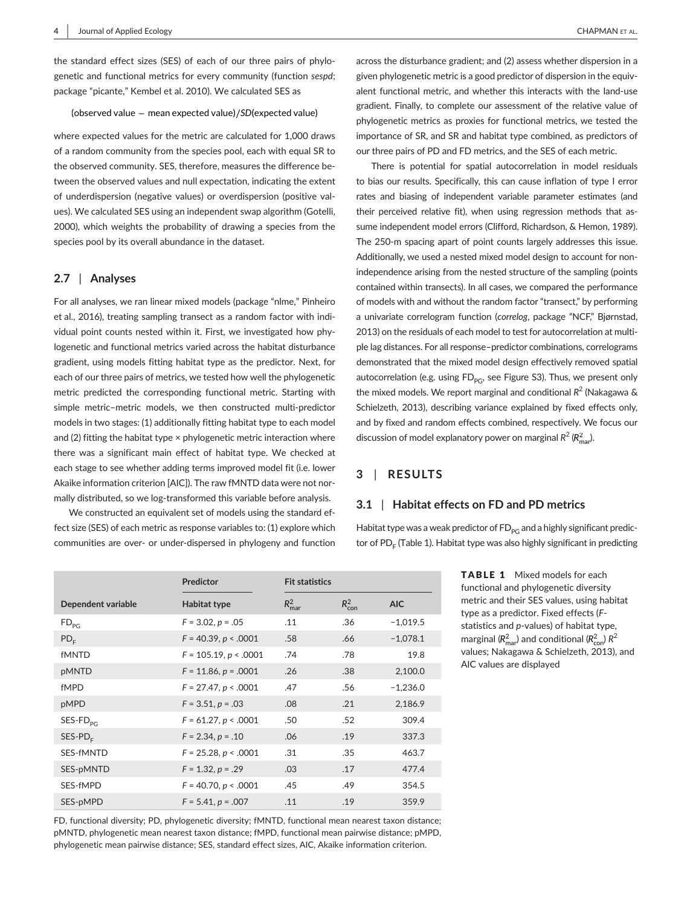the standard effect sizes (SES) of each of our three pairs of phylogenetic and functional metrics for every community (function *sespd*; package "picante," Kembel et al. 2010). We calculated SES as

$$(\text{observed value} - \text{mean expected value})/SD(\text{expected value})$$

where expected values for the metric are calculated for 1,000 draws of a random community from the species pool, each with equal SR to the observed community. SES, therefore, measures the difference between the observed values and null expectation, indicating the extent of underdispersion (negative values) or overdispersion (positive values). We calculated SES using an independent swap algorithm (Gotelli, 2000), which weights the probability of drawing a species from the species pool by its overall abundance in the dataset.

### 2.7 | Analyses

For all analyses, we ran linear mixed models (package "nlme," Pinheiro et al., 2016), treating sampling transect as a random factor with individual point counts nested within it. First, we investigated how phylogenetic and functional metrics varied across the habitat disturbance gradient, using models fitting habitat type as the predictor. Next, for each of our three pairs of metrics, we tested how well the phylogenetic metric predicted the corresponding functional metric. Starting with simple metric–metric models, we then constructed multi-predictor models in two stages: (1) additionally fitting habitat type to each model and (2) fitting the habitat type × phylogenetic metric interaction where there was a significant main effect of habitat type. We checked at each stage to see whether adding terms improved model fit (i.e. lower Akaike information criterion [AIC]). The raw fMNTD data were not normally distributed, so we log-transformed this variable before analysis.

We constructed an equivalent set of models using the standard effect size (SES) of each metric as response variables to: (1) explore which communities are over- or under-dispersed in phylogeny and function across the disturbance gradient; and (2) assess whether dispersion in a given phylogenetic metric is a good predictor of dispersion in the equivalent functional metric, and whether this interacts with the land-use gradient. Finally, to complete our assessment of the relative value of phylogenetic metrics as proxies for functional metrics, we tested the importance of SR, and SR and habitat type combined, as predictors of our three pairs of PD and FD metrics, and the SES of each metric.

There is potential for spatial autocorrelation in model residuals to bias our results. Specifically, this can cause inflation of type I error rates and biasing of independent variable parameter estimates (and their perceived relative fit), when using regression methods that assume independent model errors (Clifford, Richardson, & Hemon, 1989). The 250-m spacing apart of point counts largely addresses this issue. Additionally, we used a nested mixed model design to account for non-independence arising from the nested structure of the sampling (points contained within transects). In all cases, we compared the performance of models with and without the random factor "transect," by performing a univariate correlogram function (*correlog*, package "NCF," Bjørnstad, 2013) on the residuals of each model to test for autocorrelation at multiple lag distances. For all response–predictor combinations, correlograms demonstrated that the mixed model design effectively removed spatial autocorrelation (e.g. using $FD_{PG}$, see Figure S3). Thus, we present only the mixed models. We report marginal and conditional $R^2$ (Nakagawa & Schielzeth, 2013), describing variance explained by fixed effects only, and by fixed and random effects combined, respectively. We focus our discussion of model explanatory power on marginal $R^2$ ($R^2_{mar}$).

## 3 | RESULTS

### 3.1 | Habitat effects on FD and PD metrics

Habitat type was a weak predictor of $FD_{PG}$ and a highly significant predictor of $PD_F$ (Table 1). Habitat type was also highly significant in predicting

**TABLE 1** Mixed models for each functional and phylogenetic diversity metric and their SES values, using habitat type as a predictor. Fixed effects (*F*-statistics and *p*-values) of habitat type, marginal ($R^2_{mar}$) and conditional ($R^2_{con}$) $R^2$ values; Nakagawa & Schielzeth, 2013), and AIC values are displayed

| | Predictor | Fit statistics | | |
|---|---|---|---|---|
| Dependent variable | Habitat type | $R^2_{mar}$ | $R^2_{con}$ | AIC |
| $FD_{PG}$ | $F = 3.02, p = .05$ | .11 | .36 | −1,019.5 |
| $PD_F$ | $F = 40.39, p < .0001$ | .58 | .66 | −1,078.1 |
| fMNTD | $F = 105.19, p < .0001$ | .74 | .78 | 19.8 |
| pMNTD | $F = 11.86, p = .0001$ | .26 | .38 | 2,100.0 |
| fMPD | $F = 27.47, p < .0001$ | .47 | .56 | −1,236.0 |
| pMPD | $F = 3.51, p = .03$ | .08 | .21 | 2,186.9 |
| SES-$FD_{PG}$ | $F = 61.27, p < .0001$ | .50 | .52 | 309.4 |
| SES-$PD_F$ | $F = 2.34, p = .10$ | .06 | .19 | 337.3 |
| SES-fMNTD | $F = 25.28, p < .0001$ | .31 | .35 | 463.7 |
| SES-pMNTD | $F = 1.32, p = .29$ | .03 | .17 | 477.4 |
| SES-fMPD | $F = 40.70, p < .0001$ | .45 | .49 | 354.5 |
| SES-pMPD | $F = 5.41, p = .007$ | .11 | .19 | 359.9 |

FD, functional diversity; PD, phylogenetic diversity; fMNTD, functional mean nearest taxon distance; pMNTD, phylogenetic mean nearest taxon distance; fMPD, functional mean pairwise distance; pMPD, phylogenetic mean pairwise distance; SES, standard effect sizes, AIC, Akaike information criterion.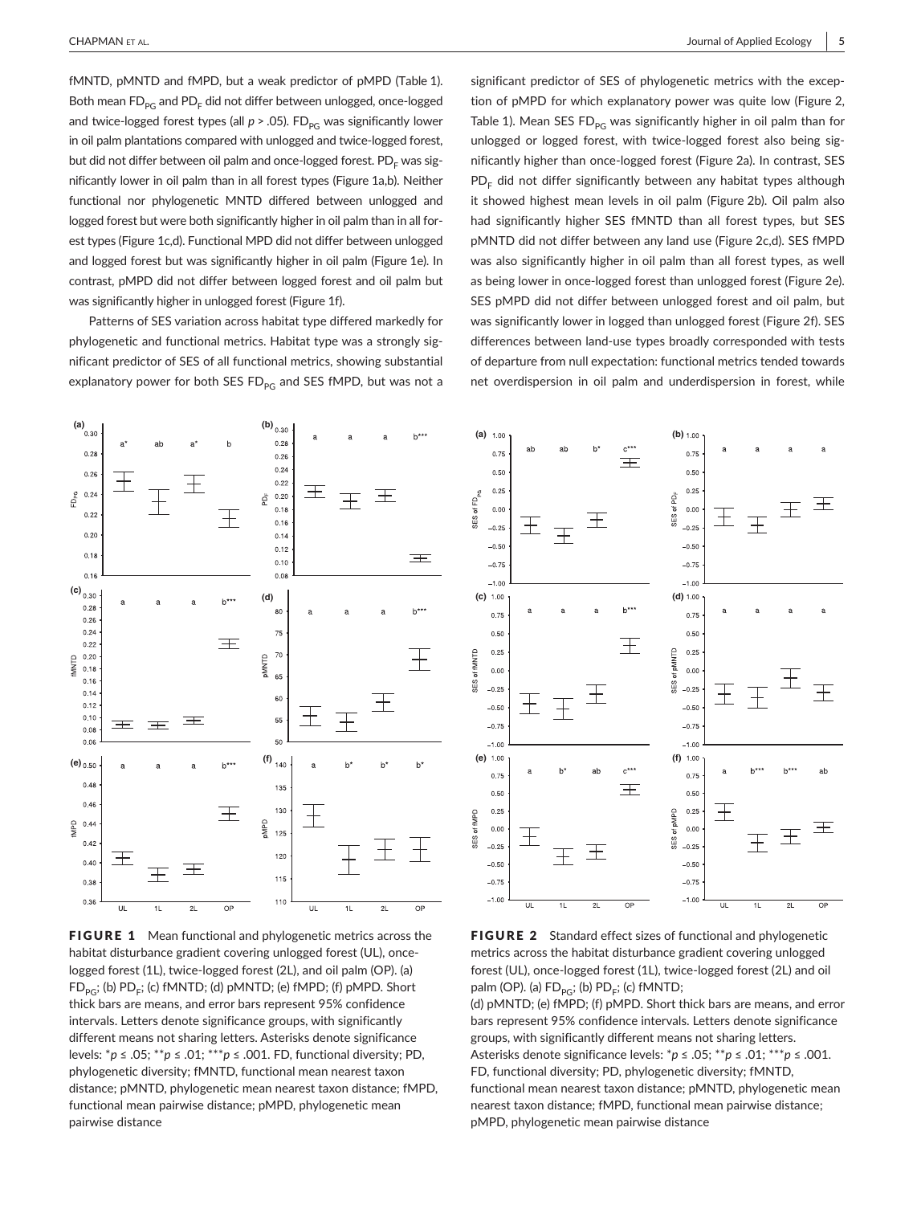fMNTD, pMNTD and fMPD, but a weak predictor of pMPD (Table 1). Both mean $FD_{PG}$ and $PD_F$ did not differ between unlogged, once-logged and twice-logged forest types (all $p > .05$). $FD_{PG}$ was significantly lower in oil palm plantations compared with unlogged and twice-logged forest, but did not differ between oil palm and once-logged forest. $PD_F$ was significantly lower in oil palm than in all forest types (Figure 1a,b). Neither functional nor phylogenetic MNTD differed between unlogged and logged forest but were both significantly higher in oil palm than in all forest types (Figure 1c,d). Functional MPD did not differ between unlogged and logged forest but was significantly higher in oil palm (Figure 1e). In contrast, pMPD did not differ between logged forest and oil palm but was significantly higher in unlogged forest (Figure 1f).

Patterns of SES variation across habitat type differed markedly for phylogenetic and functional metrics. Habitat type was a strongly significant predictor of SES of all functional metrics, showing substantial explanatory power for both SES $FD_{PG}$ and SES fMPD, but was not a significant predictor of SES of phylogenetic metrics with the exception of pMPD for which explanatory power was quite low (Figure 2, Table 1). Mean SES $FD_{PG}$ was significantly higher in oil palm than for unlogged or logged forest, with twice-logged forest also being significantly higher than once-logged forest (Figure 2a). In contrast, SES $PD_F$ did not differ significantly between any habitat types although it showed highest mean levels in oil palm (Figure 2b). Oil palm also had significantly higher SES fMNTD than all forest types, but SES pMNTD did not differ between any land use (Figure 2c,d). SES fMPD was also significantly higher in oil palm than all forest types, as well as being lower in once-logged forest than unlogged forest (Figure 2e). SES pMPD did not differ between unlogged forest and oil palm, but was significantly lower in logged than unlogged forest (Figure 2f). SES differences between land-use types broadly corresponded with tests of departure from null expectation: functional metrics tended towards net overdispersion in oil palm and underdispersion in forest, while

**FIGURE 1** Mean functional and phylogenetic metrics across the habitat disturbance gradient covering unlogged forest (UL), once-logged forest (1L), twice-logged forest (2L), and oil palm (OP). (a) $FD_{PG}$; (b) $PD_F$; (c) fMNTD; (d) pMNTD; (e) fMPD; (f) pMPD. Short thick bars are means, and error bars represent 95% confidence intervals. Letters denote significance groups, with significantly different means not sharing letters. Asterisks denote significance levels: \*$p \le .05$; \*\*$p \le .01$; \*\*\*$p \le .001$. FD, functional diversity; PD, phylogenetic diversity; fMNTD, functional mean nearest taxon distance; pMNTD, phylogenetic mean nearest taxon distance; fMPD, functional mean pairwise distance; pMPD, phylogenetic mean pairwise distance

**FIGURE 2** Standard effect sizes of functional and phylogenetic metrics across the habitat disturbance gradient covering unlogged forest (UL), once-logged forest (1L), twice-logged forest (2L) and oil palm (OP). (a) $FD_{PG}$; (b) $PD_F$; (c) fMNTD; (d) pMNTD; (e) fMPD; (f) pMPD. Short thick bars are means, and error bars represent 95% confidence intervals. Letters denote significance groups, with significantly different means not sharing letters. Asterisks denote significance levels: \*$p \le .05$; \*\*$p \le .01$; \*\*\*$p \le .001$. FD, functional diversity; PD, phylogenetic diversity; fMNTD, functional mean nearest taxon distance; pMNTD, phylogenetic mean nearest taxon distance; fMPD, functional mean pairwise distance; pMPD, phylogenetic mean pairwise distance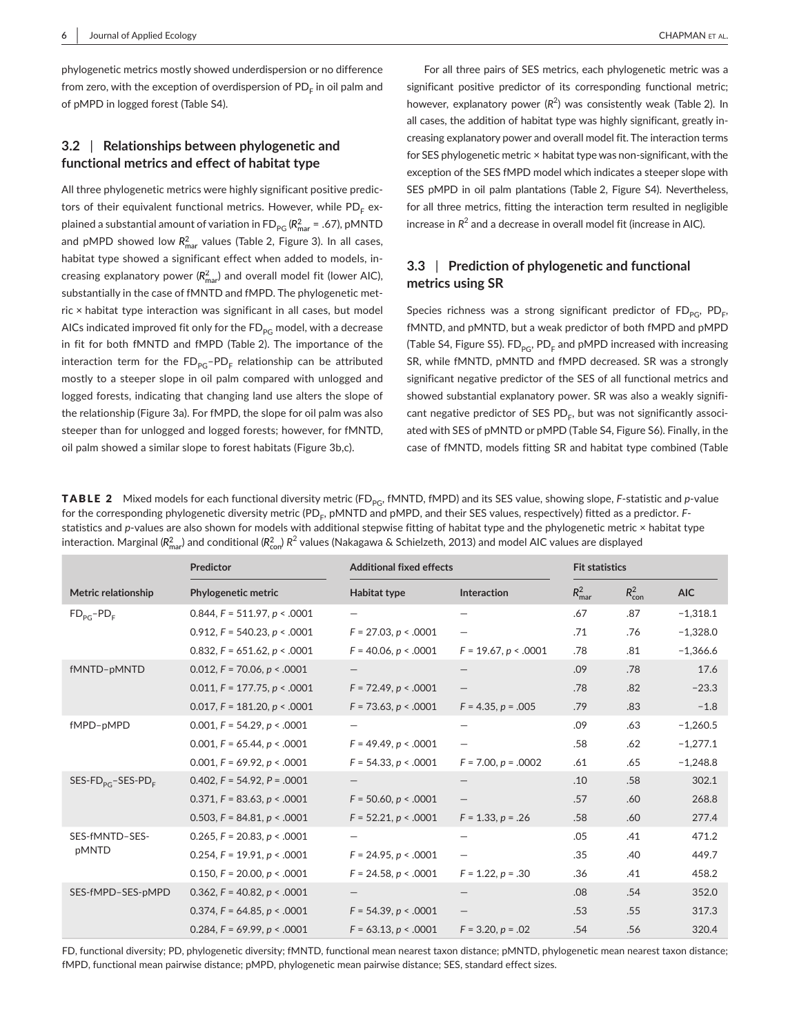phylogenetic metrics mostly showed underdispersion or no difference from zero, with the exception of overdispersion of $PD_F$ in oil palm and of pMPD in logged forest (Table S4).

### 3.2 | Relationships between phylogenetic and functional metrics and effect of habitat type

All three phylogenetic metrics were highly significant positive predictors of their equivalent functional metrics. However, while $PD_F$ explained a substantial amount of variation in $FD_{PG}$ ($R^2_{mar}$ = .67), pMNTD and pMPD showed low $R^2_{mar}$ values (Table 2, Figure 3). In all cases, habitat type showed a significant effect when added to models, increasing explanatory power ($R^2_{mar}$) and overall model fit (lower AIC), substantially in the case of fMNTD and fMPD. The phylogenetic metric × habitat type interaction was significant in all cases, but model AICs indicated improved fit only for the $FD_{PG}$ model, with a decrease in fit for both fMNTD and fMPD (Table 2). The importance of the interaction term for the $FD_{PG}$–$PD_F$ relationship can be attributed mostly to a steeper slope in oil palm compared with unlogged and logged forests, indicating that changing land use alters the slope of the relationship (Figure 3a). For fMPD, the slope for oil palm was also steeper than for unlogged and logged forests; however, for fMNTD, oil palm showed a similar slope to forest habitats (Figure 3b,c).

For all three pairs of SES metrics, each phylogenetic metric was a significant positive predictor of its corresponding functional metric; however, explanatory power ($R^2$) was consistently weak (Table 2). In all cases, the addition of habitat type was highly significant, greatly increasing explanatory power and overall model fit. The interaction terms for SES phylogenetic metric × habitat type was non-significant, with the exception of the SES fMPD model which indicates a steeper slope with SES pMPD in oil palm plantations (Table 2, Figure S4). Nevertheless, for all three metrics, fitting the interaction term resulted in negligible increase in $R^2$ and a decrease in overall model fit (increase in AIC).

### 3.3 | Prediction of phylogenetic and functional metrics using SR

Species richness was a strong significant predictor of $FD_{PG}$, $PD_F$, fMNTD, and pMNTD, but a weak predictor of both fMPD and pMPD (Table S4, Figure S5). $FD_{PG}$, $PD_F$ and pMPD increased with increasing SR, while fMNTD, pMNTD and fMPD decreased. SR was a strongly significant negative predictor of the SES of all functional metrics and showed substantial explanatory power. SR was also a weakly significant negative predictor of SES $PD_F$, but was not significantly associated with SES of pMNTD or pMPD (Table S4, Figure S6). Finally, in the case of fMNTD, models fitting SR and habitat type combined (Table

**TABLE 2** Mixed models for each functional diversity metric ($FD_{PG}$, fMNTD, fMPD) and its SES value, showing slope, *F*-statistic and *p*-value for the corresponding phylogenetic diversity metric ($PD_F$, pMNTD and pMPD, and their SES values, respectively) fitted as a predictor. *F*-statistics and *p*-values are also shown for models with additional stepwise fitting of habitat type and the phylogenetic metric × habitat type interaction. Marginal ($R^2_{mar}$) and conditional ($R^2_{con}$) $R^2$ values (Nakagawa & Schielzeth, 2013) and model AIC values are displayed

| | Predictor | Additional fixed effects | | Fit statistics | | |
|---|---|---|---|---|---|---|
| Metric relationship | Phylogenetic metric | Habitat type | Interaction | $R^2_{mar}$ | $R^2_{con}$ | AIC |
| $FD_{PG}$–$PD_F$ | 0.844, $F$ = 511.97, $p$ < .0001 | — | — | .67 | .87 | −1,318.1 |
| | 0.912, $F$ = 540.23, $p$ < .0001 | $F$ = 27.03, $p$ < .0001 | — | .71 | .76 | −1,328.0 |
| | 0.832, $F$ = 651.62, $p$ < .0001 | $F$ = 40.06, $p$ < .0001 | $F$ = 19.67, $p$ < .0001 | .78 | .81 | −1,366.6 |
| fMNTD–pMNTD | 0.012, $F$ = 70.06, $p$ < .0001 | — | — | .09 | .78 | 17.6 |
| | 0.011, $F$ = 177.75, $p$ < .0001 | $F$ = 72.49, $p$ < .0001 | — | .78 | .82 | −23.3 |
| | 0.017, $F$ = 181.20, $p$ < .0001 | $F$ = 73.63, $p$ < .0001 | $F$ = 4.35, $p$ = .005 | .79 | .83 | −1.8 |
| fMPD–pMPD | 0.001, $F$ = 54.29, $p$ < .0001 | — | — | .09 | .63 | −1,260.5 |
| | 0.001, $F$ = 65.44, $p$ < .0001 | $F$ = 49.49, $p$ < .0001 | — | .58 | .62 | −1,277.1 |
| | 0.001, $F$ = 69.92, $p$ < .0001 | $F$ = 54.33, $p$ < .0001 | $F$ = 7.00, $p$ = .0002 | .61 | .65 | −1,248.8 |
| SES-$FD_{PG}$–SES-$PD_F$ | 0.402, $F$ = 54.92, $P$ = .0001 | — | — | .10 | .58 | 302.1 |
| | 0.371, $F$ = 83.63, $p$ < .0001 | $F$ = 50.60, $p$ < .0001 | — | .57 | .60 | 268.8 |
| | 0.503, $F$ = 84.81, $p$ < .0001 | $F$ = 52.21, $p$ < .0001 | $F$ = 1.33, $p$ = .26 | .58 | .60 | 277.4 |
| SES-fMNTD–SES-pMNTD | 0.265, $F$ = 20.83, $p$ < .0001 | — | — | .05 | .41 | 471.2 |
| | 0.254, $F$ = 19.91, $p$ < .0001 | $F$ = 24.95, $p$ < .0001 | — | .35 | .40 | 449.7 |
| | 0.150, $F$ = 20.00, $p$ < .0001 | $F$ = 24.58, $p$ < .0001 | $F$ = 1.22, $p$ = .30 | .36 | .41 | 458.2 |
| SES-fMPD–SES-pMPD | 0.362, $F$ = 40.82, $p$ < .0001 | — | — | .08 | .54 | 352.0 |
| | 0.374, $F$ = 64.85, $p$ < .0001 | $F$ = 54.39, $p$ < .0001 | — | .53 | .55 | 317.3 |
| | 0.284, $F$ = 69.99, $p$ < .0001 | $F$ = 63.13, $p$ < .0001 | $F$ = 3.20, $p$ = .02 | .54 | .56 | 320.4 |

FD, functional diversity; PD, phylogenetic diversity; fMNTD, functional mean nearest taxon distance; pMNTD, phylogenetic mean nearest taxon distance; fMPD, functional mean pairwise distance; pMPD, phylogenetic mean pairwise distance; SES, standard effect sizes.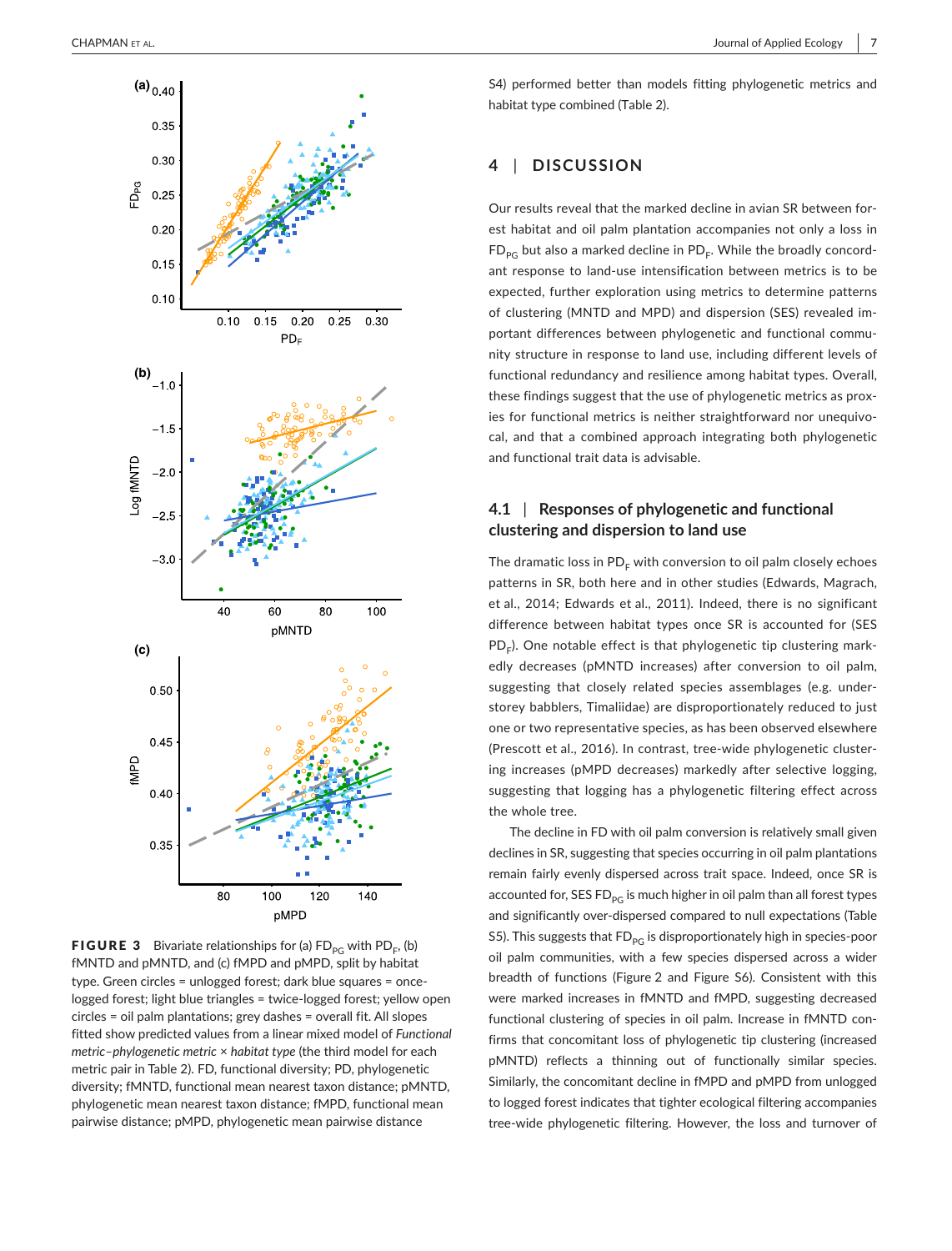(a)

0.40
0.35
0.30
0.25
0.20
0.15
0.10

$FD_{PG}$

0.10 0.15 0.20 0.25 0.30

$PD_F$

(b)

−1.0
−1.5
−2.0
−2.5
−3.0

Log fMNTD

40 60 80 100

pMNTD

(c)

0.50
0.45
0.40
0.35

fMPD

80 100 120 140

pMPD

**FIGURE 3** Bivariate relationships for (a) $FD_{PG}$ with $PD_F$, (b) fMNTD and pMNTD, and (c) fMPD and pMPD, split by habitat type. Green circles = unlogged forest; dark blue squares = once-logged forest; light blue triangles = twice-logged forest; yellow open circles = oil palm plantations; grey dashes = overall fit. All slopes fitted show predicted values from a linear mixed model of *Functional metric–phylogenetic metric × habitat type* (the third model for each metric pair in Table 2). FD, functional diversity; PD, phylogenetic diversity; fMNTD, functional mean nearest taxon distance; pMNTD, phylogenetic mean nearest taxon distance; fMPD, functional mean pairwise distance; pMPD, phylogenetic mean pairwise distance

S4) performed better than models fitting phylogenetic metrics and habitat type combined (Table 2).

## 4 | DISCUSSION

Our results reveal that the marked decline in avian SR between forest habitat and oil palm plantation accompanies not only a loss in $FD_{PG}$ but also a marked decline in $PD_F$. While the broadly concordant response to land-use intensification between metrics is to be expected, further exploration using metrics to determine patterns of clustering (MNTD and MPD) and dispersion (SES) revealed important differences between phylogenetic and functional community structure in response to land use, including different levels of functional redundancy and resilience among habitat types. Overall, these findings suggest that the use of phylogenetic metrics as proxies for functional metrics is neither straightforward nor unequivocal, and that a combined approach integrating both phylogenetic and functional trait data is advisable.

### 4.1 | Responses of phylogenetic and functional clustering and dispersion to land use

The dramatic loss in $PD_F$ with conversion to oil palm closely echoes patterns in SR, both here and in other studies (Edwards, Magrach, et al., 2014; Edwards et al., 2011). Indeed, there is no significant difference between habitat types once SR is accounted for (SES $PD_F$). One notable effect is that phylogenetic tip clustering markedly decreases (pMNTD increases) after conversion to oil palm, suggesting that closely related species assemblages (e.g. understorey babblers, Timaliidae) are disproportionately reduced to just one or two representative species, as has been observed elsewhere (Prescott et al., 2016). In contrast, tree-wide phylogenetic clustering increases (pMPD decreases) markedly after selective logging, suggesting that logging has a phylogenetic filtering effect across the whole tree.

The decline in FD with oil palm conversion is relatively small given declines in SR, suggesting that species occurring in oil palm plantations remain fairly evenly dispersed across trait space. Indeed, once SR is accounted for, SES $FD_{PG}$ is much higher in oil palm than all forest types and significantly over-dispersed compared to null expectations (Table S5). This suggests that $FD_{PG}$ is disproportionately high in species-poor oil palm communities, with a few species dispersed across a wider breadth of functions (Figure 2 and Figure S6). Consistent with this were marked increases in fMNTD and fMPD, suggesting decreased functional clustering of species in oil palm. Increase in fMNTD confirms that concomitant loss of phylogenetic tip clustering (increased pMNTD) reflects a thinning out of functionally similar species. Similarly, the concomitant decline in fMPD and pMPD from unlogged to logged forest indicates that tighter ecological filtering accompanies tree-wide phylogenetic filtering. However, the loss and turnover of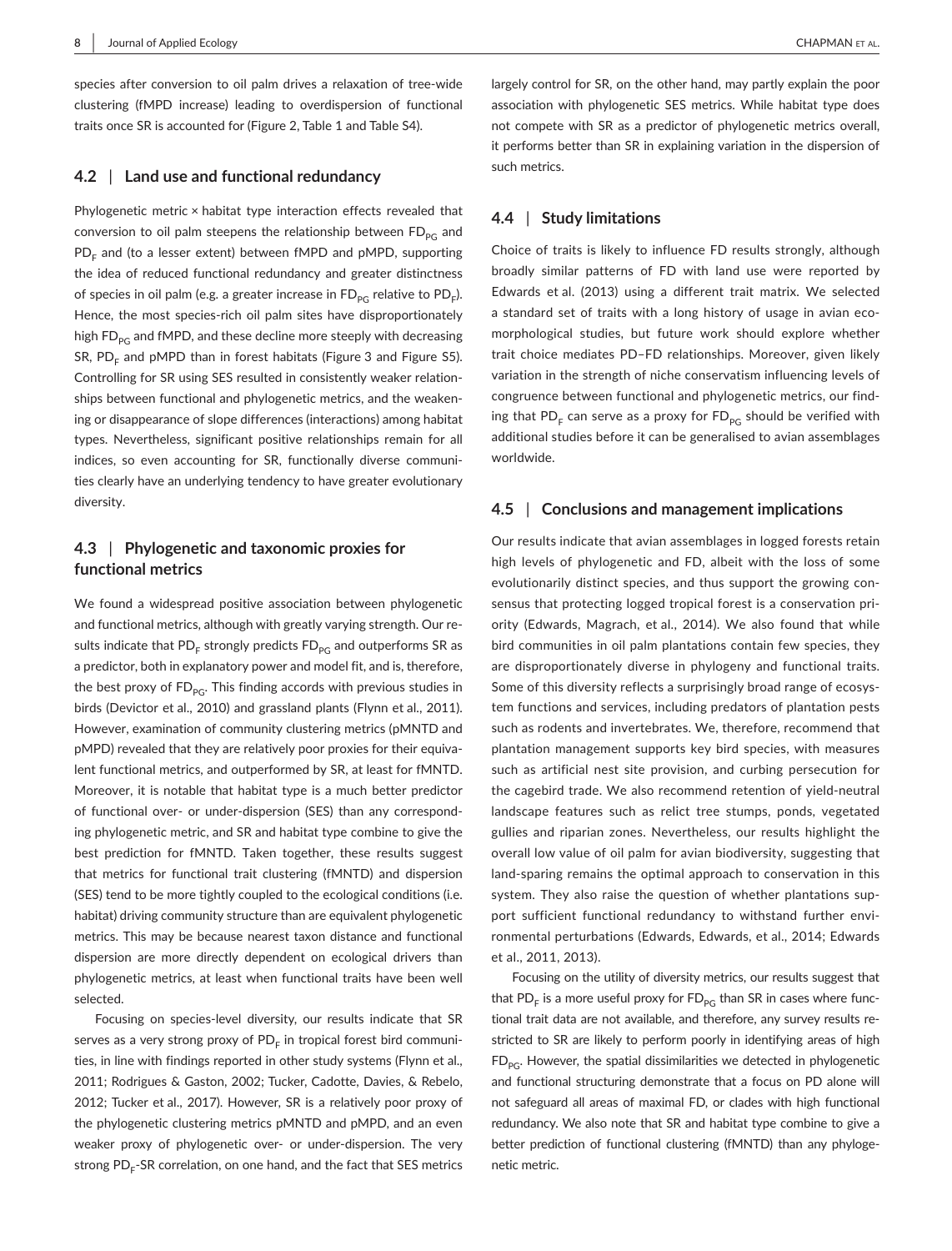species after conversion to oil palm drives a relaxation of tree-wide clustering (fMPD increase) leading to overdispersion of functional traits once SR is accounted for (Figure 2, Table 1 and Table S4).

### 4.2 | Land use and functional redundancy

Phylogenetic metric × habitat type interaction effects revealed that conversion to oil palm steepens the relationship between $FD_{PG}$ and $PD_F$ and (to a lesser extent) between fMPD and pMPD, supporting the idea of reduced functional redundancy and greater distinctness of species in oil palm (e.g. a greater increase in $FD_{PG}$ relative to $PD_F$). Hence, the most species-rich oil palm sites have disproportionately high $FD_{PG}$ and fMPD, and these decline more steeply with decreasing SR, $PD_F$ and pMPD than in forest habitats (Figure 3 and Figure S5). Controlling for SR using SES resulted in consistently weaker relationships between functional and phylogenetic metrics, and the weakening or disappearance of slope differences (interactions) among habitat types. Nevertheless, significant positive relationships remain for all indices, so even accounting for SR, functionally diverse communities clearly have an underlying tendency to have greater evolutionary diversity.

### 4.3 | Phylogenetic and taxonomic proxies for functional metrics

We found a widespread positive association between phylogenetic and functional metrics, although with greatly varying strength. Our results indicate that $PD_F$ strongly predicts $FD_{PG}$ and outperforms SR as a predictor, both in explanatory power and model fit, and is, therefore, the best proxy of $FD_{PG}$. This finding accords with previous studies in birds (Devictor et al., 2010) and grassland plants (Flynn et al., 2011). However, examination of community clustering metrics (pMNTD and pMPD) revealed that they are relatively poor proxies for their equivalent functional metrics, and outperformed by SR, at least for fMNTD. Moreover, it is notable that habitat type is a much better predictor of functional over- or under-dispersion (SES) than any corresponding phylogenetic metric, and SR and habitat type combine to give the best prediction for fMNTD. Taken together, these results suggest that metrics for functional trait clustering (fMNTD) and dispersion (SES) tend to be more tightly coupled to the ecological conditions (i.e. habitat) driving community structure than are equivalent phylogenetic metrics. This may be because nearest taxon distance and functional dispersion are more directly dependent on ecological drivers than phylogenetic metrics, at least when functional traits have been well selected.

Focusing on species-level diversity, our results indicate that SR serves as a very strong proxy of $PD_F$ in tropical forest bird communities, in line with findings reported in other study systems (Flynn et al., 2011; Rodrigues & Gaston, 2002; Tucker, Cadotte, Davies, & Rebelo, 2012; Tucker et al., 2017). However, SR is a relatively poor proxy of the phylogenetic clustering metrics pMNTD and pMPD, and an even weaker proxy of phylogenetic over- or under-dispersion. The very strong $PD_F$-SR correlation, on one hand, and the fact that SES metrics largely control for SR, on the other hand, may partly explain the poor association with phylogenetic SES metrics. While habitat type does not compete with SR as a predictor of phylogenetic metrics overall, it performs better than SR in explaining variation in the dispersion of such metrics.

### 4.4 | Study limitations

Choice of traits is likely to influence FD results strongly, although broadly similar patterns of FD with land use were reported by Edwards et al. (2013) using a different trait matrix. We selected a standard set of traits with a long history of usage in avian ecomorphological studies, but future work should explore whether trait choice mediates PD–FD relationships. Moreover, given likely variation in the strength of niche conservatism influencing levels of congruence between functional and phylogenetic metrics, our finding that $PD_F$ can serve as a proxy for $FD_{PG}$ should be verified with additional studies before it can be generalised to avian assemblages worldwide.

### 4.5 | Conclusions and management implications

Our results indicate that avian assemblages in logged forests retain high levels of phylogenetic and FD, albeit with the loss of some evolutionarily distinct species, and thus support the growing consensus that protecting logged tropical forest is a conservation priority (Edwards, Magrach, et al., 2014). We also found that while bird communities in oil palm plantations contain few species, they are disproportionately diverse in phylogeny and functional traits. Some of this diversity reflects a surprisingly broad range of ecosystem functions and services, including predators of plantation pests such as rodents and invertebrates. We, therefore, recommend that plantation management supports key bird species, with measures such as artificial nest site provision, and curbing persecution for the cagebird trade. We also recommend retention of yield-neutral landscape features such as relict tree stumps, ponds, vegetated gullies and riparian zones. Nevertheless, our results highlight the overall low value of oil palm for avian biodiversity, suggesting that land-sparing remains the optimal approach to conservation in this system. They also raise the question of whether plantations support sufficient functional redundancy to withstand further environmental perturbations (Edwards, Edwards, et al., 2014; Edwards et al., 2011, 2013).

Focusing on the utility of diversity metrics, our results suggest that that $PD_F$ is a more useful proxy for $FD_{PG}$ than SR in cases where functional trait data are not available, and therefore, any survey results restricted to SR are likely to perform poorly in identifying areas of high $FD_{PG}$. However, the spatial dissimilarities we detected in phylogenetic and functional structuring demonstrate that a focus on PD alone will not safeguard all areas of maximal FD, or clades with high functional redundancy. We also note that SR and habitat type combine to give a better prediction of functional clustering (fMNTD) than any phylogenetic metric.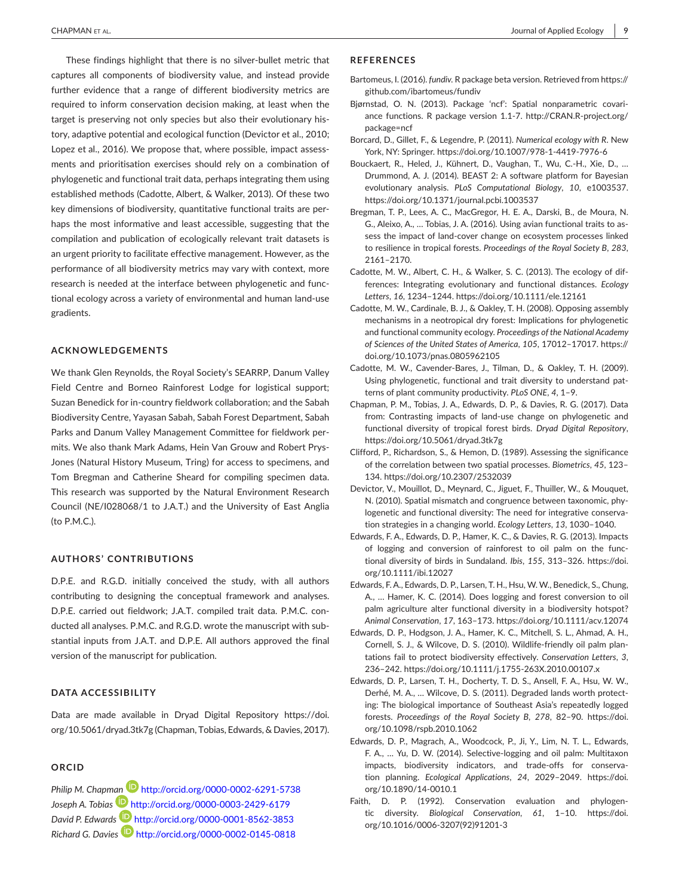These findings highlight that there is no silver-bullet metric that captures all components of biodiversity value, and instead provide further evidence that a range of different biodiversity metrics are required to inform conservation decision making, at least when the target is preserving not only species but also their evolutionary history, adaptive potential and ecological function (Devictor et al., 2010; Lopez et al., 2016). We propose that, where possible, impact assessments and prioritisation exercises should rely on a combination of phylogenetic and functional trait data, perhaps integrating them using established methods (Cadotte, Albert, & Walker, 2013). Of these two key dimensions of biodiversity, quantitative functional traits are perhaps the most informative and least accessible, suggesting that the compilation and publication of ecologically relevant trait datasets is an urgent priority to facilitate effective management. However, as the performance of all biodiversity metrics may vary with context, more research is needed at the interface between phylogenetic and functional ecology across a variety of environmental and human land-use gradients.

## ACKNOWLEDGEMENTS

We thank Glen Reynolds, the Royal Society's SEARRP, Danum Valley Field Centre and Borneo Rainforest Lodge for logistical support; Suzan Benedick for in-country fieldwork collaboration; and the Sabah Biodiversity Centre, Yayasan Sabah, Sabah Forest Department, Sabah Parks and Danum Valley Management Committee for fieldwork permits. We also thank Mark Adams, Hein Van Grouw and Robert Prys-Jones (Natural History Museum, Tring) for access to specimens, and Tom Bregman and Catherine Sheard for compiling specimen data. This research was supported by the Natural Environment Research Council (NE/I028068/1 to J.A.T.) and the University of East Anglia (to P.M.C.).

## AUTHORS' CONTRIBUTIONS

D.P.E. and R.G.D. initially conceived the study, with all authors contributing to designing the conceptual framework and analyses. D.P.E. carried out fieldwork; J.A.T. compiled trait data. P.M.C. conducted all analyses. P.M.C. and R.G.D. wrote the manuscript with substantial inputs from J.A.T. and D.P.E. All authors approved the final version of the manuscript for publication.

## DATA ACCESSIBILITY

Data are made available in Dryad Digital Repository https://doi.org/10.5061/dryad.3tk7g (Chapman, Tobias, Edwards, & Davies, 2017).

## ORCID

*Philip M. Chapman* http://orcid.org/0000-0002-6291-5738
*Joseph A. Tobias* http://orcid.org/0000-0003-2429-6179
*David P. Edwards* http://orcid.org/0000-0001-8562-3853
*Richard G. Davies* http://orcid.org/0000-0002-0145-0818

## REFERENCES

Bartomeus, I. (2016). *fundiv*. R package beta version. Retrieved from https://github.com/ibartomeus/fundiv

Bjørnstad, O. N. (2013). Package 'ncf': Spatial nonparametric covariance functions. R package version 1.1-7. http://CRAN.R-project.org/package=ncf

Borcard, D., Gillet, F., & Legendre, P. (2011). *Numerical ecology with R*. New York, NY: Springer. https://doi.org/10.1007/978-1-4419-7976-6

Bouckaert, R., Heled, J., Kühnert, D., Vaughan, T., Wu, C.-H., Xie, D., … Drummond, A. J. (2014). BEAST 2: A software platform for Bayesian evolutionary analysis. *PLoS Computational Biology*, *10*, e1003537. https://doi.org/10.1371/journal.pcbi.1003537

Bregman, T. P., Lees, A. C., MacGregor, H. E. A., Darski, B., de Moura, N. G., Aleixo, A., … Tobias, J. A. (2016). Using avian functional traits to assess the impact of land-cover change on ecosystem processes linked to resilience in tropical forests. *Proceedings of the Royal Society B*, *283*, 2161–2170.

Cadotte, M. W., Albert, C. H., & Walker, S. C. (2013). The ecology of differences: Integrating evolutionary and functional distances. *Ecology Letters*, *16*, 1234–1244. https://doi.org/10.1111/ele.12161

Cadotte, M. W., Cardinale, B. J., & Oakley, T. H. (2008). Opposing assembly mechanisms in a neotropical dry forest: Implications for phylogenetic and functional community ecology. *Proceedings of the National Academy of Sciences of the United States of America*, *105*, 17012–17017. https://doi.org/10.1073/pnas.0805962105

Cadotte, M. W., Cavender-Bares, J., Tilman, D., & Oakley, T. H. (2009). Using phylogenetic, functional and trait diversity to understand patterns of plant community productivity. *PLoS ONE*, *4*, 1–9.

Chapman, P. M., Tobias, J. A., Edwards, D. P., & Davies, R. G. (2017). Data from: Contrasting impacts of land-use change on phylogenetic and functional diversity of tropical forest birds. *Dryad Digital Repository*, https://doi.org/10.5061/dryad.3tk7g

Clifford, P., Richardson, S., & Hemon, D. (1989). Assessing the significance of the correlation between two spatial processes. *Biometrics*, *45*, 123–134. https://doi.org/10.2307/2532039

Devictor, V., Mouillot, D., Meynard, C., Jiguet, F., Thuiller, W., & Mouquet, N. (2010). Spatial mismatch and congruence between taxonomic, phylogenetic and functional diversity: The need for integrative conservation strategies in a changing world. *Ecology Letters*, *13*, 1030–1040.

Edwards, F. A., Edwards, D. P., Hamer, K. C., & Davies, R. G. (2013). Impacts of logging and conversion of rainforest to oil palm on the functional diversity of birds in Sundaland. *Ibis*, *155*, 313–326. https://doi.org/10.1111/ibi.12027

Edwards, F. A., Edwards, D. P., Larsen, T. H., Hsu, W. W., Benedick, S., Chung, A., … Hamer, K. C. (2014). Does logging and forest conversion to oil palm agriculture alter functional diversity in a biodiversity hotspot? *Animal Conservation*, *17*, 163–173. https://doi.org/10.1111/acv.12074

Edwards, D. P., Hodgson, J. A., Hamer, K. C., Mitchell, S. L., Ahmad, A. H., Cornell, S. J., & Wilcove, D. S. (2010). Wildlife-friendly oil palm plantations fail to protect biodiversity effectively. *Conservation Letters*, *3*, 236–242. https://doi.org/10.1111/j.1755-263X.2010.00107.x

Edwards, D. P., Larsen, T. H., Docherty, T. D. S., Ansell, F. A., Hsu, W. W., Derhé, M. A., … Wilcove, D. S. (2011). Degraded lands worth protecting: The biological importance of Southeast Asia's repeatedly logged forests. *Proceedings of the Royal Society B*, *278*, 82–90. https://doi.org/10.1098/rspb.2010.1062

Edwards, D. P., Magrach, A., Woodcock, P., Ji, Y., Lim, N. T. L., Edwards, F. A., … Yu, D. W. (2014). Selective-logging and oil palm: Multitaxon impacts, biodiversity indicators, and trade-offs for conservation planning. *Ecological Applications*, *24*, 2029–2049. https://doi.org/10.1890/14-0010.1

Faith, D. P. (1992). Conservation evaluation and phylogentic diversity. *Biological Conservation*, *61*, 1–10. https://doi.org/10.1016/0006-3207(92)91201-3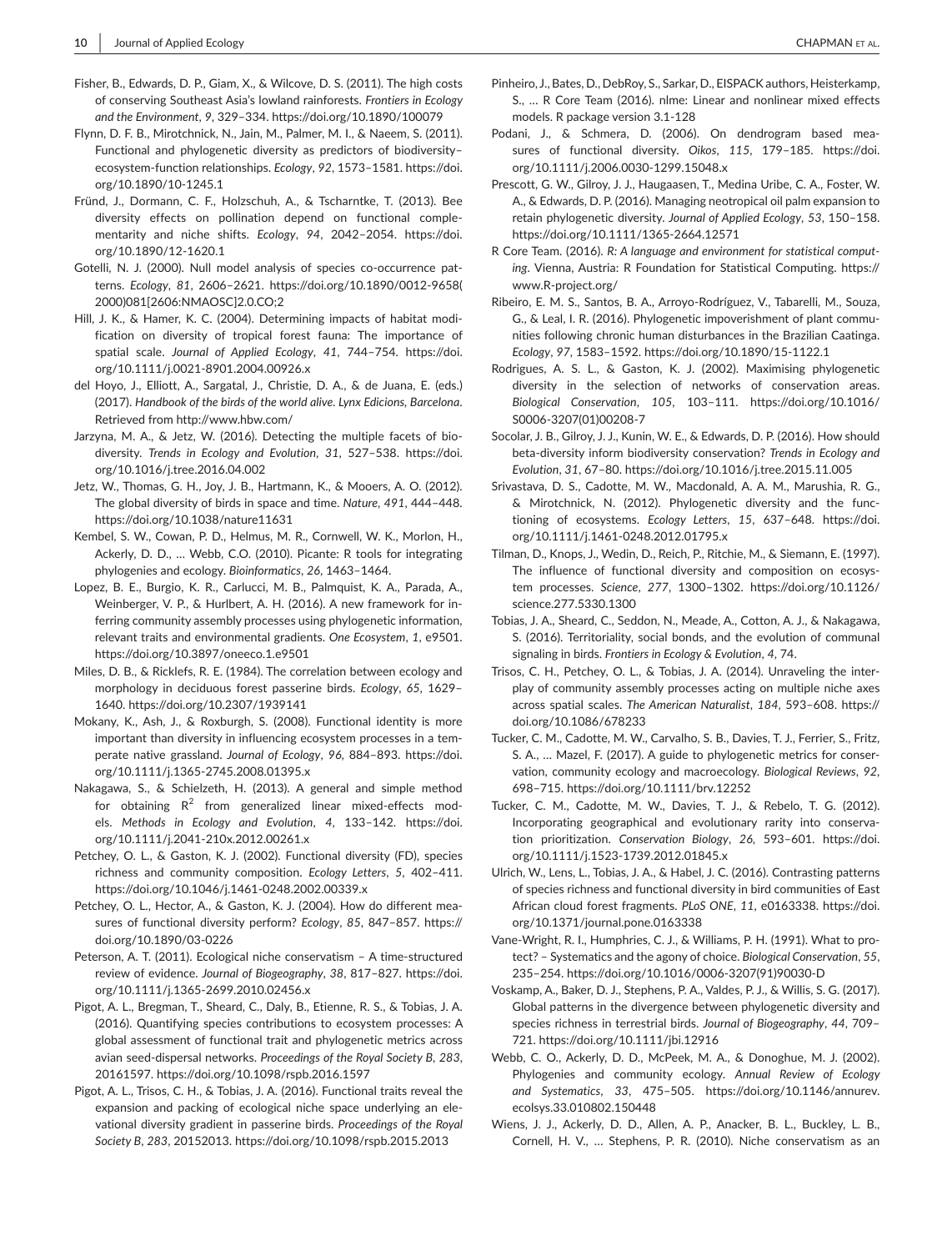Fisher, B., Edwards, D. P., Giam, X., & Wilcove, D. S. (2011). The high costs of conserving Southeast Asia's lowland rainforests. *Frontiers in Ecology and the Environment*, *9*, 329–334. https://doi.org/10.1890/100079

Flynn, D. F. B., Mirotchnick, N., Jain, M., Palmer, M. I., & Naeem, S. (2011). Functional and phylogenetic diversity as predictors of biodiversity–ecosystem-function relationships. *Ecology*, *92*, 1573–1581. https://doi.org/10.1890/10-1245.1

Fründ, J., Dormann, C. F., Holzschuh, A., & Tscharntke, T. (2013). Bee diversity effects on pollination depend on functional complementarity and niche shifts. *Ecology*, *94*, 2042–2054. https://doi.org/10.1890/12-1620.1

Gotelli, N. J. (2000). Null model analysis of species co-occurrence patterns. *Ecology*, *81*, 2606–2621. https://doi.org/10.1890/0012-9658(2000)081[2606:NMAOSC]2.0.CO;2

Hill, J. K., & Hamer, K. C. (2004). Determining impacts of habitat modification on diversity of tropical forest fauna: The importance of spatial scale. *Journal of Applied Ecology*, *41*, 744–754. https://doi.org/10.1111/j.0021-8901.2004.00926.x

del Hoyo, J., Elliott, A., Sargatal, J., Christie, D. A., & de Juana, E. (eds.) (2017). *Handbook of the birds of the world alive. Lynx Edicions, Barcelona*. Retrieved from http://www.hbw.com/

Jarzyna, M. A., & Jetz, W. (2016). Detecting the multiple facets of biodiversity. *Trends in Ecology and Evolution*, *31*, 527–538. https://doi.org/10.1016/j.tree.2016.04.002

Jetz, W., Thomas, G. H., Joy, J. B., Hartmann, K., & Mooers, A. O. (2012). The global diversity of birds in space and time. *Nature*, *491*, 444–448. https://doi.org/10.1038/nature11631

Kembel, S. W., Cowan, P. D., Helmus, M. R., Cornwell, W. K., Morlon, H., Ackerly, D. D., … Webb, C.O. (2010). Picante: R tools for integrating phylogenies and ecology. *Bioinformatics*, *26*, 1463–1464.

Lopez, B. E., Burgio, K. R., Carlucci, M. B., Palmquist, K. A., Parada, A., Weinberger, V. P., & Hurlbert, A. H. (2016). A new framework for inferring community assembly processes using phylogenetic information, relevant traits and environmental gradients. *One Ecosystem*, *1*, e9501. https://doi.org/10.3897/oneeco.1.e9501

Miles, D. B., & Ricklefs, R. E. (1984). The correlation between ecology and morphology in deciduous forest passerine birds. *Ecology*, *65*, 1629–1640. https://doi.org/10.2307/1939141

Mokany, K., Ash, J., & Roxburgh, S. (2008). Functional identity is more important than diversity in influencing ecosystem processes in a temperate native grassland. *Journal of Ecology*, *96*, 884–893. https://doi.org/10.1111/j.1365-2745.2008.01395.x

Nakagawa, S., & Schielzeth, H. (2013). A general and simple method for obtaining $R^2$ from generalized linear mixed-effects models. *Methods in Ecology and Evolution*, *4*, 133–142. https://doi.org/10.1111/j.2041-210x.2012.00261.x

Petchey, O. L., & Gaston, K. J. (2002). Functional diversity (FD), species richness and community composition. *Ecology Letters*, *5*, 402–411. https://doi.org/10.1046/j.1461-0248.2002.00339.x

Petchey, O. L., Hector, A., & Gaston, K. J. (2004). How do different measures of functional diversity perform? *Ecology*, *85*, 847–857. https://doi.org/10.1890/03-0226

Peterson, A. T. (2011). Ecological niche conservatism – A time-structured review of evidence. *Journal of Biogeography*, *38*, 817–827. https://doi.org/10.1111/j.1365-2699.2010.02456.x

Pigot, A. L., Bregman, T., Sheard, C., Daly, B., Etienne, R. S., & Tobias, J. A. (2016). Quantifying species contributions to ecosystem processes: A global assessment of functional trait and phylogenetic metrics across avian seed-dispersal networks. *Proceedings of the Royal Society B*, *283*, 20161597. https://doi.org/10.1098/rspb.2016.1597

Pigot, A. L., Trisos, C. H., & Tobias, J. A. (2016). Functional traits reveal the expansion and packing of ecological niche space underlying an elevational diversity gradient in passerine birds. *Proceedings of the Royal Society B*, *283*, 20152013. https://doi.org/10.1098/rspb.2015.2013

Pinheiro, J., Bates, D., DebRoy, S., Sarkar, D., EISPACK authors, Heisterkamp, S., … R Core Team (2016). nlme: Linear and nonlinear mixed effects models. R package version 3.1-128

Podani, J., & Schmera, D. (2006). On dendrogram based measures of functional diversity. *Oikos*, *115*, 179–185. https://doi.org/10.1111/j.2006.0030-1299.15048.x

Prescott, G. W., Gilroy, J. J., Haugaasen, T., Medina Uribe, C. A., Foster, W. A., & Edwards, D. P. (2016). Managing neotropical oil palm expansion to retain phylogenetic diversity. *Journal of Applied Ecology*, *53*, 150–158. https://doi.org/10.1111/1365-2664.12571

R Core Team. (2016). *R: A language and environment for statistical computing*. Vienna, Austria: R Foundation for Statistical Computing. https://www.R-project.org/

Ribeiro, E. M. S., Santos, B. A., Arroyo-Rodríguez, V., Tabarelli, M., Souza, G., & Leal, I. R. (2016). Phylogenetic impoverishment of plant communities following chronic human disturbances in the Brazilian Caatinga. *Ecology*, *97*, 1583–1592. https://doi.org/10.1890/15-1122.1

Rodrigues, A. S. L., & Gaston, K. J. (2002). Maximising phylogenetic diversity in the selection of networks of conservation areas. *Biological Conservation*, *105*, 103–111. https://doi.org/10.1016/S0006-3207(01)00208-7

Socolar, J. B., Gilroy, J. J., Kunin, W. E., & Edwards, D. P. (2016). How should beta-diversity inform biodiversity conservation? *Trends in Ecology and Evolution*, *31*, 67–80. https://doi.org/10.1016/j.tree.2015.11.005

Srivastava, D. S., Cadotte, M. W., Macdonald, A. A. M., Marushia, R. G., & Mirotchnick, N. (2012). Phylogenetic diversity and the functioning of ecosystems. *Ecology Letters*, *15*, 637–648. https://doi.org/10.1111/j.1461-0248.2012.01795.x

Tilman, D., Knops, J., Wedin, D., Reich, P., Ritchie, M., & Siemann, E. (1997). The influence of functional diversity and composition on ecosystem processes. *Science*, *277*, 1300–1302. https://doi.org/10.1126/science.277.5330.1300

Tobias, J. A., Sheard, C., Seddon, N., Meade, A., Cotton, A. J., & Nakagawa, S. (2016). Territoriality, social bonds, and the evolution of communal signaling in birds. *Frontiers in Ecology & Evolution*, *4*, 74.

Trisos, C. H., Petchey, O. L., & Tobias, J. A. (2014). Unraveling the interplay of community assembly processes acting on multiple niche axes across spatial scales. *The American Naturalist*, *184*, 593–608. https://doi.org/10.1086/678233

Tucker, C. M., Cadotte, M. W., Carvalho, S. B., Davies, T. J., Ferrier, S., Fritz, S. A., … Mazel, F. (2017). A guide to phylogenetic metrics for conservation, community ecology and macroecology. *Biological Reviews*, *92*, 698–715. https://doi.org/10.1111/brv.12252

Tucker, C. M., Cadotte, M. W., Davies, T. J., & Rebelo, T. G. (2012). Incorporating geographical and evolutionary rarity into conservation prioritization. *Conservation Biology*, *26*, 593–601. https://doi.org/10.1111/j.1523-1739.2012.01845.x

Ulrich, W., Lens, L., Tobias, J. A., & Habel, J. C. (2016). Contrasting patterns of species richness and functional diversity in bird communities of East African cloud forest fragments. *PLoS ONE*, *11*, e0163338. https://doi.org/10.1371/journal.pone.0163338

Vane-Wright, R. I., Humphries, C. J., & Williams, P. H. (1991). What to protect? – Systematics and the agony of choice. *Biological Conservation*, *55*, 235–254. https://doi.org/10.1016/0006-3207(91)90030-D

Voskamp, A., Baker, D. J., Stephens, P. A., Valdes, P. J., & Willis, S. G. (2017). Global patterns in the divergence between phylogenetic diversity and species richness in terrestrial birds. *Journal of Biogeography*, *44*, 709–721. https://doi.org/10.1111/jbi.12916

Webb, C. O., Ackerly, D. D., McPeek, M. A., & Donoghue, M. J. (2002). Phylogenies and community ecology. *Annual Review of Ecology and Systematics*, *33*, 475–505. https://doi.org/10.1146/annurev.ecolsys.33.010802.150448

Wiens, J. J., Ackerly, D. D., Allen, A. P., Anacker, B. L., Buckley, L. B., Cornell, H. V., … Stephens, P. R. (2010). Niche conservatism as an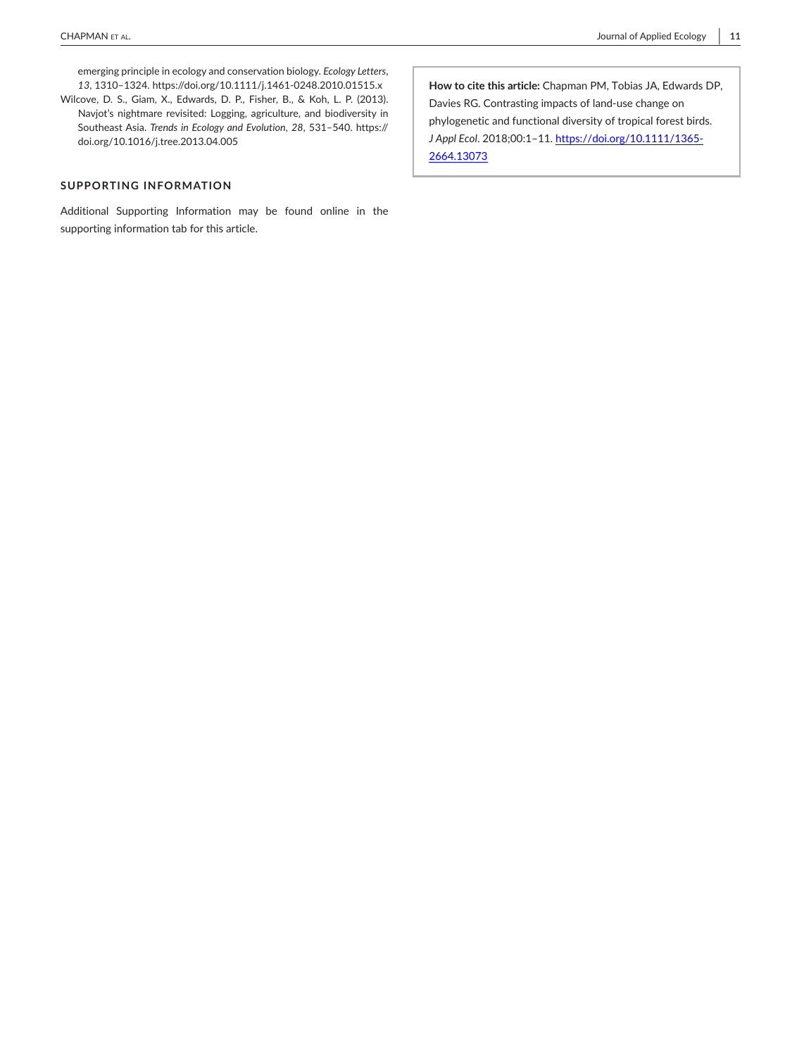emerging principle in ecology and conservation biology. *Ecology Letters*, *13*, 1310–1324. https://doi.org/10.1111/j.1461-0248.2010.01515.x

Wilcove, D. S., Giam, X., Edwards, D. P., Fisher, B., & Koh, L. P. (2013). Navjot's nightmare revisited: Logging, agriculture, and biodiversity in Southeast Asia. *Trends in Ecology and Evolution*, *28*, 531–540. https://doi.org/10.1016/j.tree.2013.04.005

## SUPPORTING INFORMATION

Additional Supporting Information may be found online in the supporting information tab for this article.

**How to cite this article:** Chapman PM, Tobias JA, Edwards DP, Davies RG. Contrasting impacts of land-use change on phylogenetic and functional diversity of tropical forest birds. *J Appl Ecol*. 2018;00:1–11. https://doi.org/10.1111/1365-2664.13073